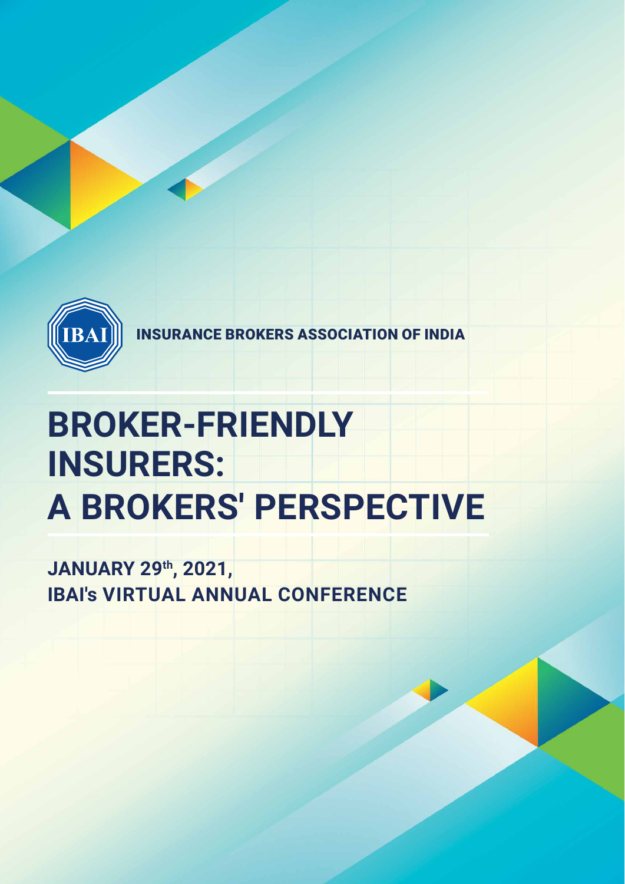IBAI

INSURANCE BROKERS ASSOCIATION OF INDIA

# BROKER-FRIENDLY INSURERS: A BROKERS' PERSPECTIVE

**JANUARY 29th, 2021,**
**IBAI's VIRTUAL ANNUAL CONFERENCE**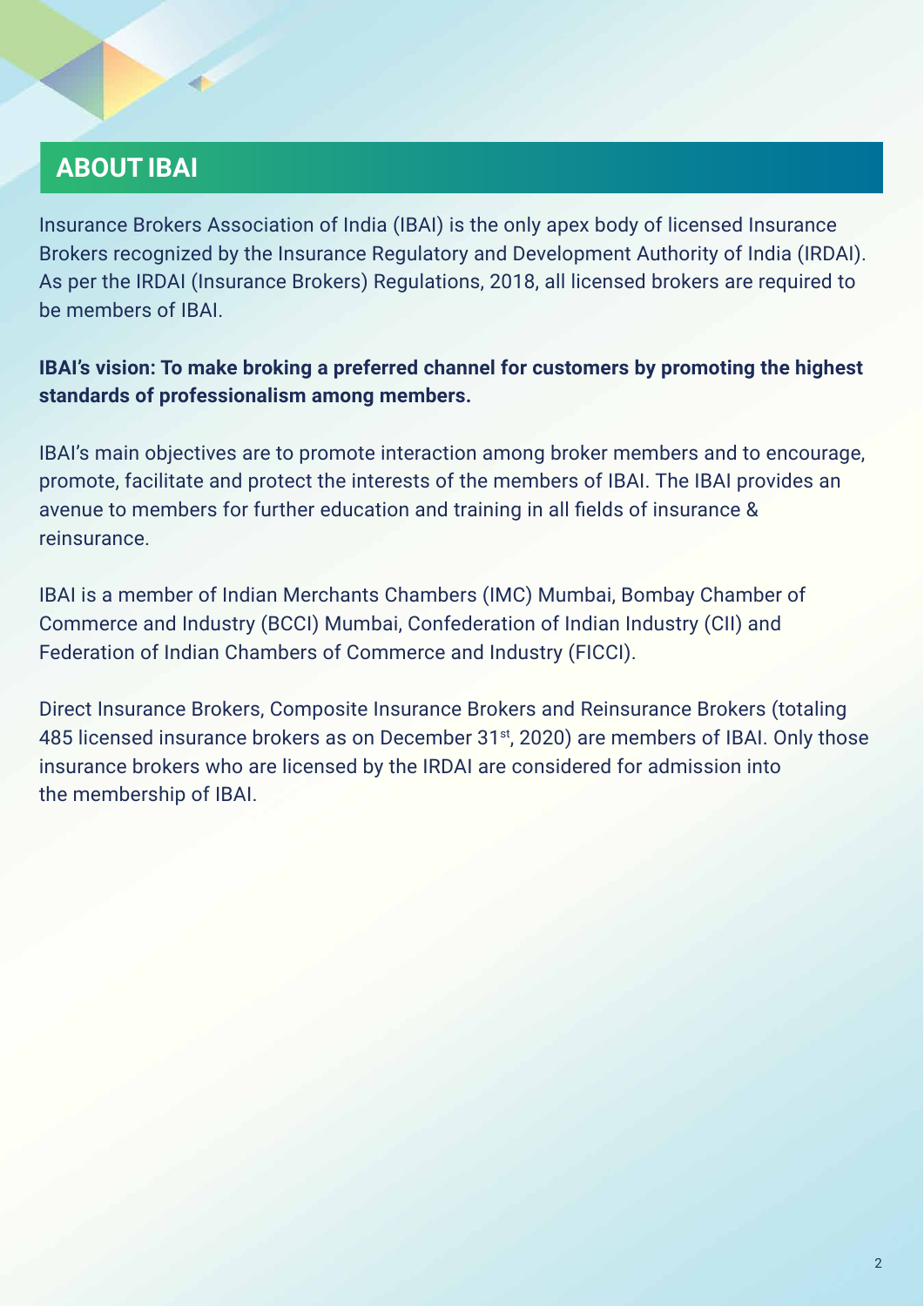## ABOUT IBAI

Insurance Brokers Association of India (IBAI) is the only apex body of licensed Insurance Brokers recognized by the Insurance Regulatory and Development Authority of India (IRDAI). As per the IRDAI (Insurance Brokers) Regulations, 2018, all licensed brokers are required to be members of IBAI.

**IBAI's vision: To make broking a preferred channel for customers by promoting the highest standards of professionalism among members.**

IBAI's main objectives are to promote interaction among broker members and to encourage, promote, facilitate and protect the interests of the members of IBAI. The IBAI provides an avenue to members for further education and training in all fields of insurance & reinsurance.

IBAI is a member of Indian Merchants Chambers (IMC) Mumbai, Bombay Chamber of Commerce and Industry (BCCI) Mumbai, Confederation of Indian Industry (CII) and Federation of Indian Chambers of Commerce and Industry (FICCI).

Direct Insurance Brokers, Composite Insurance Brokers and Reinsurance Brokers (totaling 485 licensed insurance brokers as on December 31st, 2020) are members of IBAI. Only those insurance brokers who are licensed by the IRDAI are considered for admission into the membership of IBAI.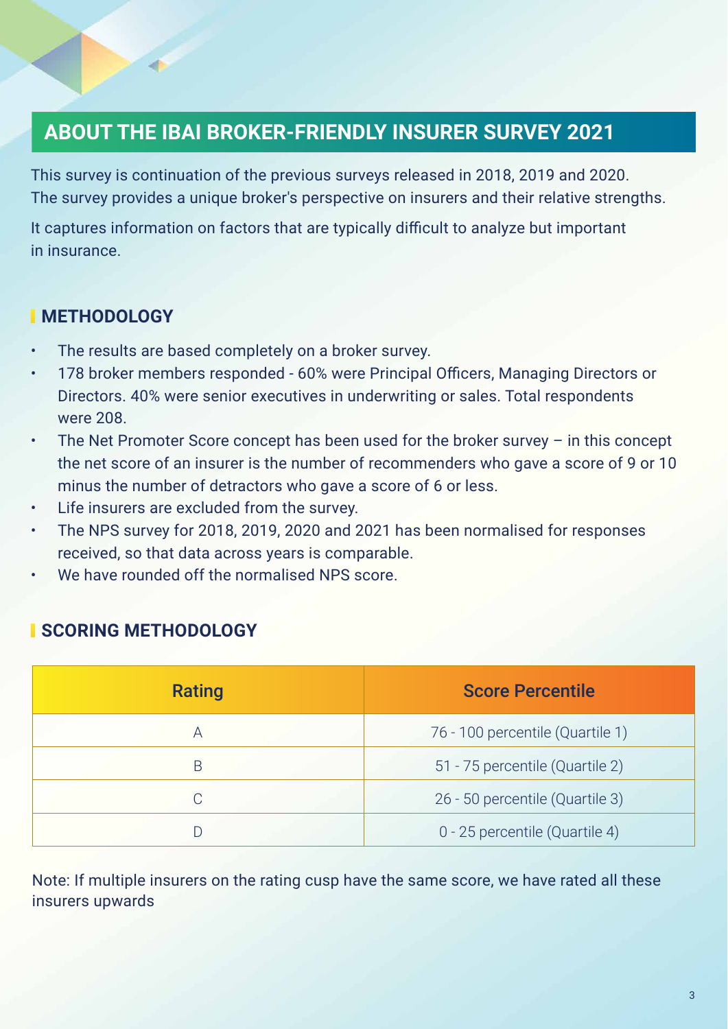## ABOUT THE IBAI BROKER-FRIENDLY INSURER SURVEY 2021

This survey is continuation of the previous surveys released in 2018, 2019 and 2020. The survey provides a unique broker's perspective on insurers and their relative strengths.

It captures information on factors that are typically difficult to analyze but important in insurance.

### METHODOLOGY

- The results are based completely on a broker survey.
- 178 broker members responded - 60% were Principal Officers, Managing Directors or Directors. 40% were senior executives in underwriting or sales. Total respondents were 208.
- The Net Promoter Score concept has been used for the broker survey – in this concept the net score of an insurer is the number of recommenders who gave a score of 9 or 10 minus the number of detractors who gave a score of 6 or less.
- Life insurers are excluded from the survey.
- The NPS survey for 2018, 2019, 2020 and 2021 has been normalised for responses received, so that data across years is comparable.
- We have rounded off the normalised NPS score.

### SCORING METHODOLOGY

| Rating | Score Percentile |
| --- | --- |
| A | 76 - 100 percentile (Quartile 1) |
| B | 51 - 75 percentile (Quartile 2) |
| C | 26 - 50 percentile (Quartile 3) |
| D | 0 - 25 percentile (Quartile 4) |

Note: If multiple insurers on the rating cusp have the same score, we have rated all these insurers upwards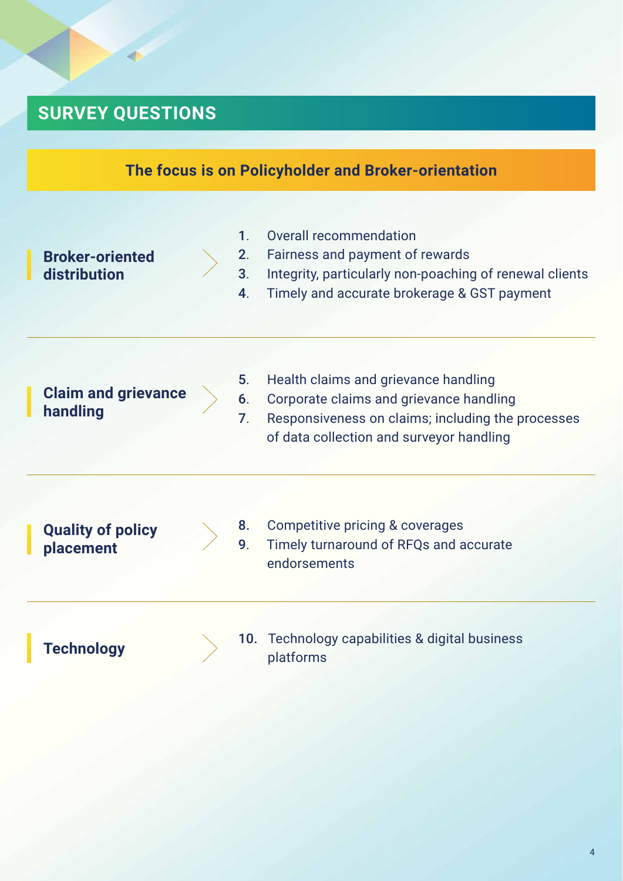## SURVEY QUESTIONS

### The focus is on Policyholder and Broker-orientation

**Broker-oriented distribution**

1. Overall recommendation
2. Fairness and payment of rewards
3. Integrity, particularly non-poaching of renewal clients
4. Timely and accurate brokerage & GST payment

**Claim and grievance handling**

5. Health claims and grievance handling
6. Corporate claims and grievance handling
7. Responsiveness on claims; including the processes of data collection and surveyor handling

**Quality of policy placement**

8. Competitive pricing & coverages
9. Timely turnaround of RFQs and accurate endorsements

**Technology**

10. Technology capabilities & digital business platforms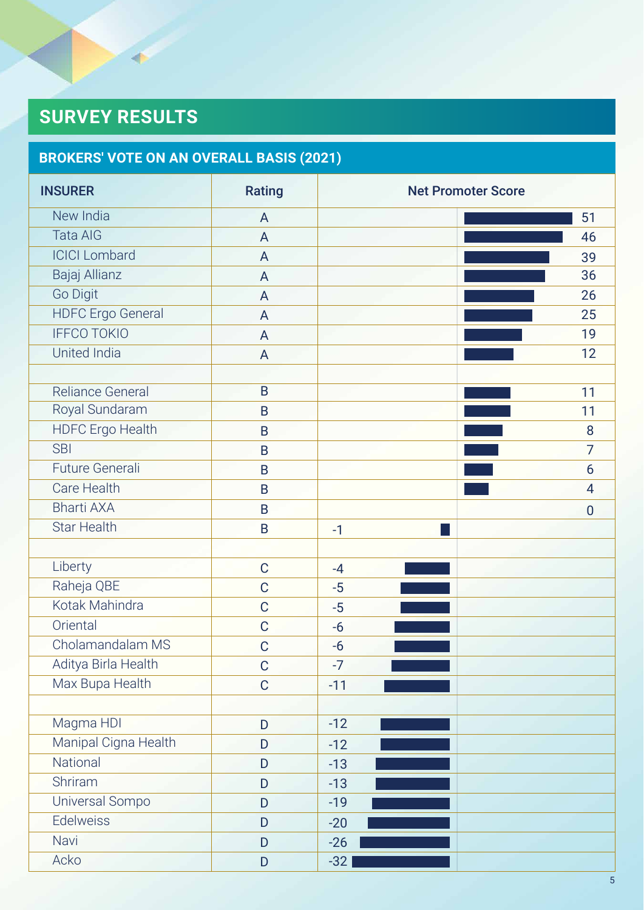# SURVEY RESULTS

## BROKERS' VOTE ON AN OVERALL BASIS (2021)

| INSURER | Rating | Net Promoter Score |
|---|---|---|
| New India | A | 51 |
| Tata AIG | A | 46 |
| ICICI Lombard | A | 39 |
| Bajaj Allianz | A | 36 |
| Go Digit | A | 26 |
| HDFC Ergo General | A | 25 |
| IFFCO TOKIO | A | 19 |
| United India | A | 12 |
| | | |
| Reliance General | B | 11 |
| Royal Sundaram | B | 11 |
| HDFC Ergo Health | B | 8 |
| SBI | B | 7 |
| Future Generali | B | 6 |
| Care Health | B | 4 |
| Bharti AXA | B | 0 |
| Star Health | B | -1 |
| | | |
| Liberty | C | -4 |
| Raheja QBE | C | -5 |
| Kotak Mahindra | C | -5 |
| Oriental | C | -6 |
| Cholamandalam MS | C | -6 |
| Aditya Birla Health | C | -7 |
| Max Bupa Health | C | -11 |
| | | |
| Magma HDI | D | -12 |
| Manipal Cigna Health | D | -12 |
| National | D | -13 |
| Shriram | D | -13 |
| Universal Sompo | D | -19 |
| Edelweiss | D | -20 |
| Navi | D | -26 |
| Acko | D | -32 |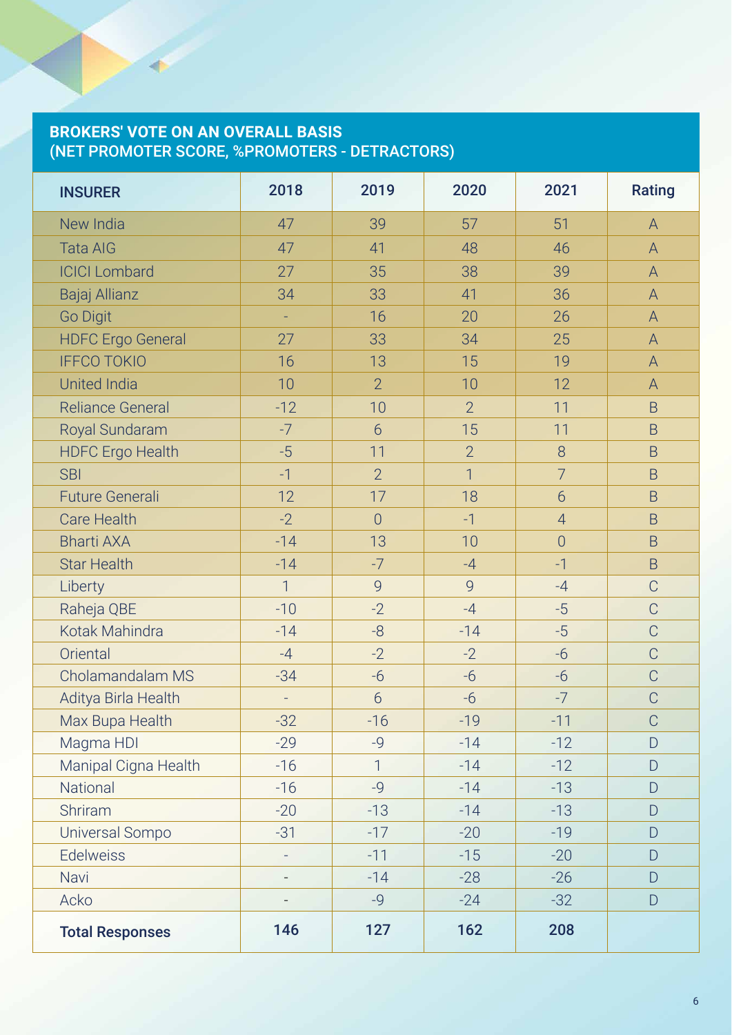## BROKERS' VOTE ON AN OVERALL BASIS (NET PROMOTER SCORE, %PROMOTERS - DETRACTORS)

| INSURER | 2018 | 2019 | 2020 | 2021 | Rating |
|---|---|---|---|---|---|
| New India | 47 | 39 | 57 | 51 | A |
| Tata AIG | 47 | 41 | 48 | 46 | A |
| ICICI Lombard | 27 | 35 | 38 | 39 | A |
| Bajaj Allianz | 34 | 33 | 41 | 36 | A |
| Go Digit | - | 16 | 20 | 26 | A |
| HDFC Ergo General | 27 | 33 | 34 | 25 | A |
| IFFCO TOKIO | 16 | 13 | 15 | 19 | A |
| United India | 10 | 2 | 10 | 12 | A |
| Reliance General | -12 | 10 | 2 | 11 | B |
| Royal Sundaram | -7 | 6 | 15 | 11 | B |
| HDFC Ergo Health | -5 | 11 | 2 | 8 | B |
| SBI | -1 | 2 | 1 | 7 | B |
| Future Generali | 12 | 17 | 18 | 6 | B |
| Care Health | -2 | 0 | -1 | 4 | B |
| Bharti AXA | -14 | 13 | 10 | 0 | B |
| Star Health | -14 | -7 | -4 | -1 | B |
| Liberty | 1 | 9 | 9 | -4 | C |
| Raheja QBE | -10 | -2 | -4 | -5 | C |
| Kotak Mahindra | -14 | -8 | -14 | -5 | C |
| Oriental | -4 | -2 | -2 | -6 | C |
| Cholamandalam MS | -34 | -6 | -6 | -6 | C |
| Aditya Birla Health | - | 6 | -6 | -7 | C |
| Max Bupa Health | -32 | -16 | -19 | -11 | C |
| Magma HDI | -29 | -9 | -14 | -12 | D |
| Manipal Cigna Health | -16 | 1 | -14 | -12 | D |
| National | -16 | -9 | -14 | -13 | D |
| Shriram | -20 | -13 | -14 | -13 | D |
| Universal Sompo | -31 | -17 | -20 | -19 | D |
| Edelweiss | - | -11 | -15 | -20 | D |
| Navi | - | -14 | -28 | -26 | D |
| Acko | - | -9 | -24 | -32 | D |
| **Total Responses** | **146** | **127** | **162** | **208** | |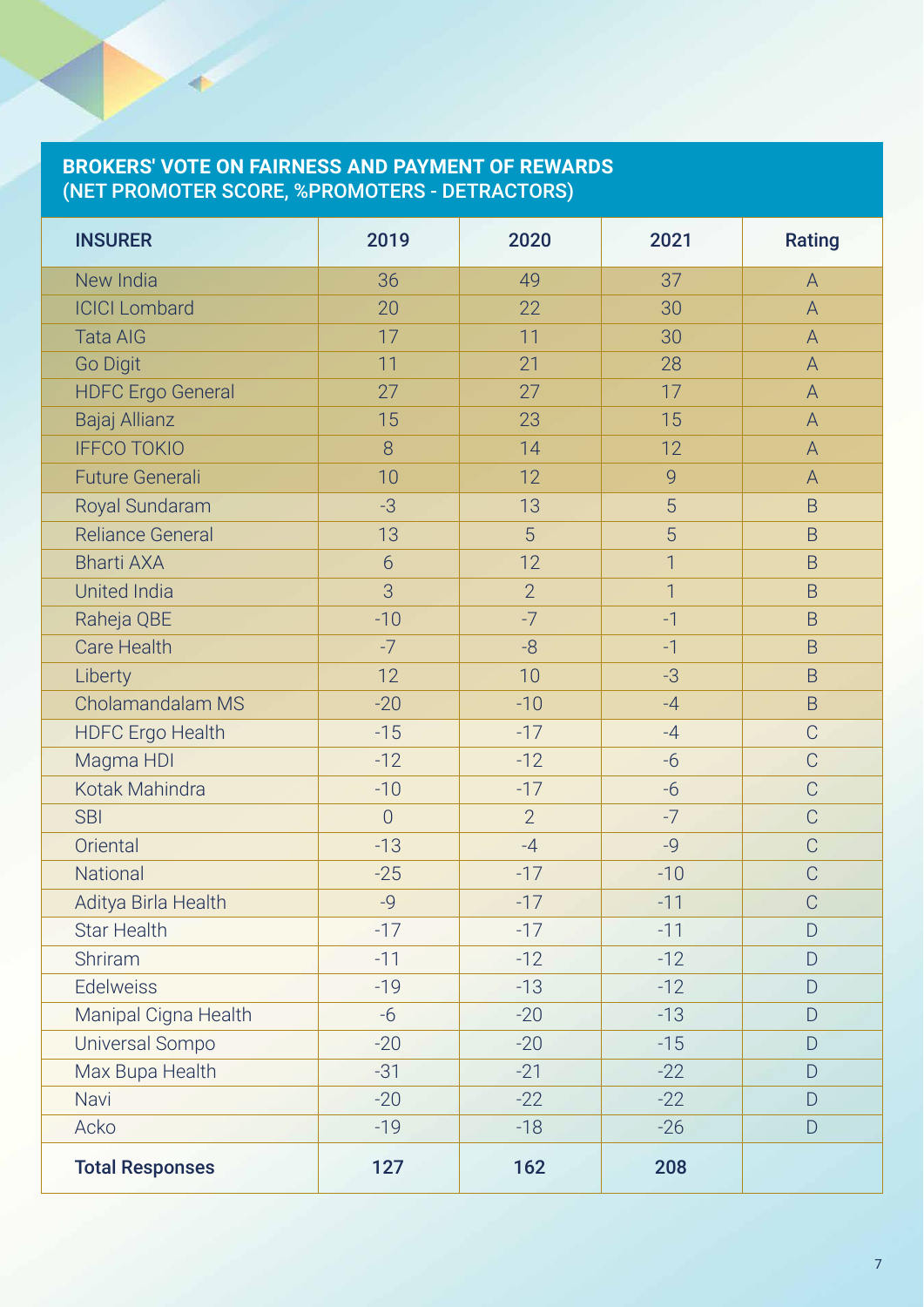## BROKERS' VOTE ON FAIRNESS AND PAYMENT OF REWARDS (NET PROMOTER SCORE, %PROMOTERS - DETRACTORS)

| INSURER | 2019 | 2020 | 2021 | Rating |
|---|---|---|---|---|
| New India | 36 | 49 | 37 | A |
| ICICI Lombard | 20 | 22 | 30 | A |
| Tata AIG | 17 | 11 | 30 | A |
| Go Digit | 11 | 21 | 28 | A |
| HDFC Ergo General | 27 | 27 | 17 | A |
| Bajaj Allianz | 15 | 23 | 15 | A |
| IFFCO TOKIO | 8 | 14 | 12 | A |
| Future Generali | 10 | 12 | 9 | A |
| Royal Sundaram | -3 | 13 | 5 | B |
| Reliance General | 13 | 5 | 5 | B |
| Bharti AXA | 6 | 12 | 1 | B |
| United India | 3 | 2 | 1 | B |
| Raheja QBE | -10 | -7 | -1 | B |
| Care Health | -7 | -8 | -1 | B |
| Liberty | 12 | 10 | -3 | B |
| Cholamandalam MS | -20 | -10 | -4 | B |
| HDFC Ergo Health | -15 | -17 | -4 | C |
| Magma HDI | -12 | -12 | -6 | C |
| Kotak Mahindra | -10 | -17 | -6 | C |
| SBI | 0 | 2 | -7 | C |
| Oriental | -13 | -4 | -9 | C |
| National | -25 | -17 | -10 | C |
| Aditya Birla Health | -9 | -17 | -11 | C |
| Star Health | -17 | -17 | -11 | D |
| Shriram | -11 | -12 | -12 | D |
| Edelweiss | -19 | -13 | -12 | D |
| Manipal Cigna Health | -6 | -20 | -13 | D |
| Universal Sompo | -20 | -20 | -15 | D |
| Max Bupa Health | -31 | -21 | -22 | D |
| Navi | -20 | -22 | -22 | D |
| Acko | -19 | -18 | -26 | D |
| **Total Responses** | **127** | **162** | **208** | |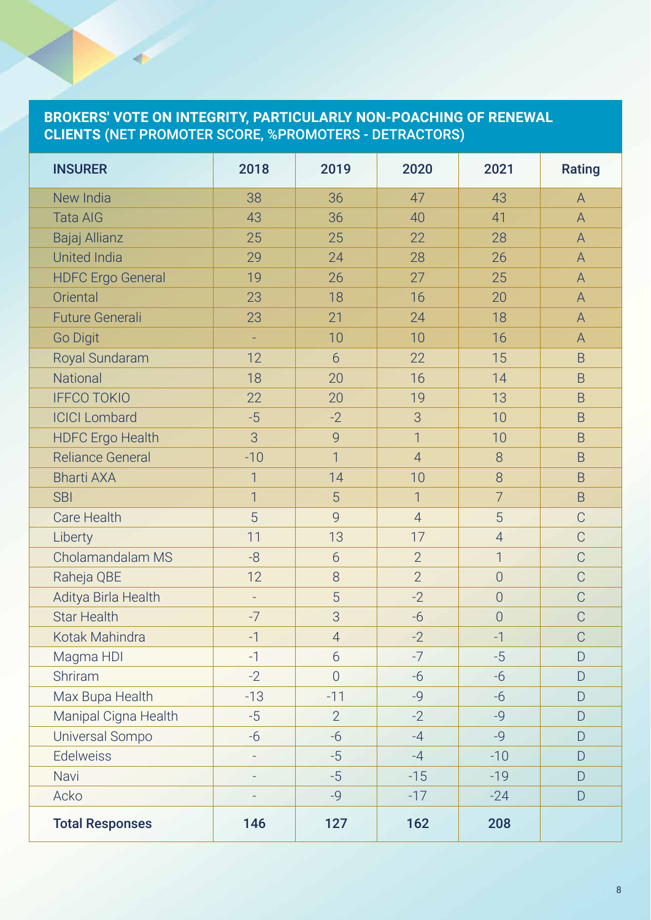## BROKERS' VOTE ON INTEGRITY, PARTICULARLY NON-POACHING OF RENEWAL CLIENTS (NET PROMOTER SCORE, %PROMOTERS - DETRACTORS)

| INSURER | 2018 | 2019 | 2020 | 2021 | Rating |
|---|---|---|---|---|---|
| New India | 38 | 36 | 47 | 43 | A |
| Tata AIG | 43 | 36 | 40 | 41 | A |
| Bajaj Allianz | 25 | 25 | 22 | 28 | A |
| United India | 29 | 24 | 28 | 26 | A |
| HDFC Ergo General | 19 | 26 | 27 | 25 | A |
| Oriental | 23 | 18 | 16 | 20 | A |
| Future Generali | 23 | 21 | 24 | 18 | A |
| Go Digit | - | 10 | 10 | 16 | A |
| Royal Sundaram | 12 | 6 | 22 | 15 | B |
| National | 18 | 20 | 16 | 14 | B |
| IFFCO TOKIO | 22 | 20 | 19 | 13 | B |
| ICICI Lombard | -5 | -2 | 3 | 10 | B |
| HDFC Ergo Health | 3 | 9 | 1 | 10 | B |
| Reliance General | -10 | 1 | 4 | 8 | B |
| Bharti AXA | 1 | 14 | 10 | 8 | B |
| SBI | 1 | 5 | 1 | 7 | B |
| Care Health | 5 | 9 | 4 | 5 | C |
| Liberty | 11 | 13 | 17 | 4 | C |
| Cholamandalam MS | -8 | 6 | 2 | 1 | C |
| Raheja QBE | 12 | 8 | 2 | 0 | C |
| Aditya Birla Health | - | 5 | -2 | 0 | C |
| Star Health | -7 | 3 | -6 | 0 | C |
| Kotak Mahindra | -1 | 4 | -2 | -1 | C |
| Magma HDI | -1 | 6 | -7 | -5 | D |
| Shriram | -2 | 0 | -6 | -6 | D |
| Max Bupa Health | -13 | -11 | -9 | -6 | D |
| Manipal Cigna Health | -5 | 2 | -2 | -9 | D |
| Universal Sompo | -6 | -6 | -4 | -9 | D |
| Edelweiss | - | -5 | -4 | -10 | D |
| Navi | - | -5 | -15 | -19 | D |
| Acko | - | -9 | -17 | -24 | D |
| **Total Responses** | **146** | **127** | **162** | **208** | |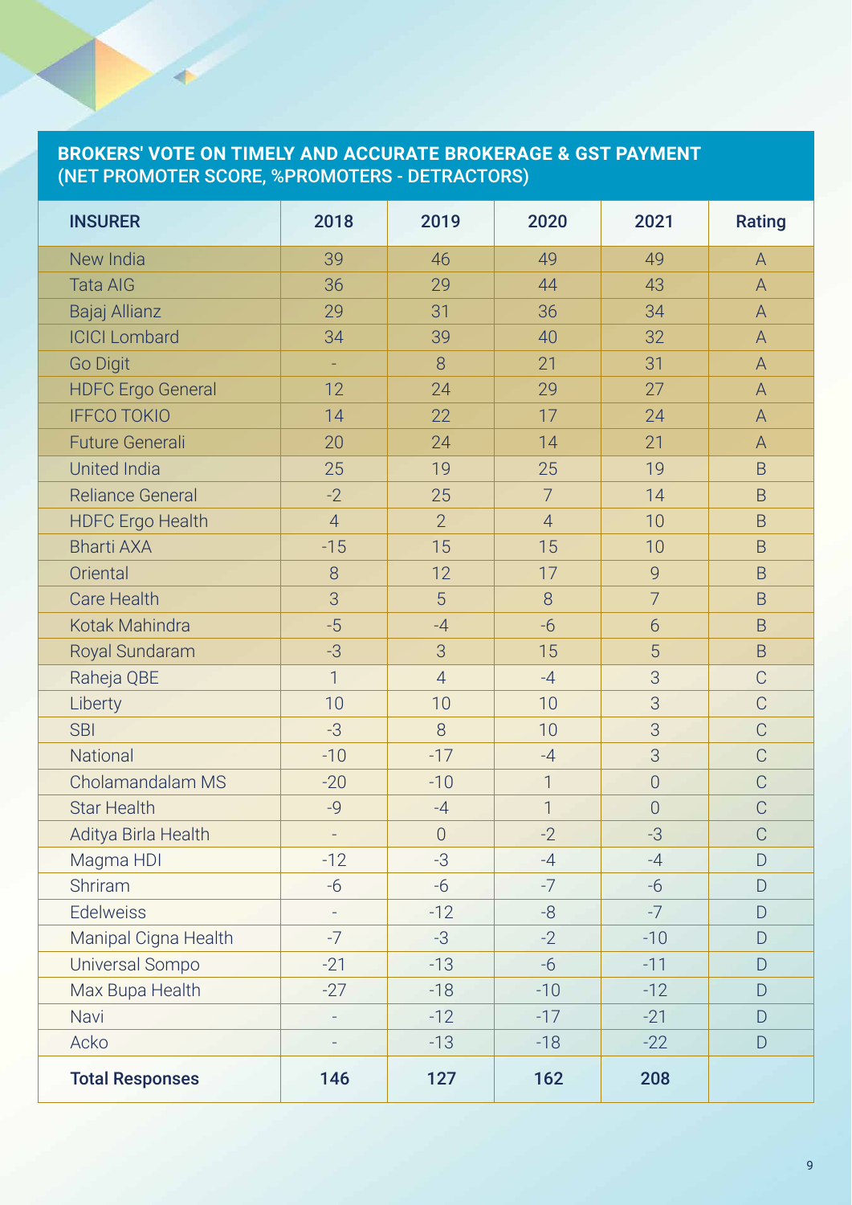## BROKERS' VOTE ON TIMELY AND ACCURATE BROKERAGE & GST PAYMENT (NET PROMOTER SCORE, %PROMOTERS - DETRACTORS)

| INSURER | 2018 | 2019 | 2020 | 2021 | Rating |
|---|---|---|---|---|---|
| New India | 39 | 46 | 49 | 49 | A |
| Tata AIG | 36 | 29 | 44 | 43 | A |
| Bajaj Allianz | 29 | 31 | 36 | 34 | A |
| ICICI Lombard | 34 | 39 | 40 | 32 | A |
| Go Digit | - | 8 | 21 | 31 | A |
| HDFC Ergo General | 12 | 24 | 29 | 27 | A |
| IFFCO TOKIO | 14 | 22 | 17 | 24 | A |
| Future Generali | 20 | 24 | 14 | 21 | A |
| United India | 25 | 19 | 25 | 19 | B |
| Reliance General | -2 | 25 | 7 | 14 | B |
| HDFC Ergo Health | 4 | 2 | 4 | 10 | B |
| Bharti AXA | -15 | 15 | 15 | 10 | B |
| Oriental | 8 | 12 | 17 | 9 | B |
| Care Health | 3 | 5 | 8 | 7 | B |
| Kotak Mahindra | -5 | -4 | -6 | 6 | B |
| Royal Sundaram | -3 | 3 | 15 | 5 | B |
| Raheja QBE | 1 | 4 | -4 | 3 | C |
| Liberty | 10 | 10 | 10 | 3 | C |
| SBI | -3 | 8 | 10 | 3 | C |
| National | -10 | -17 | -4 | 3 | C |
| Cholamandalam MS | -20 | -10 | 1 | 0 | C |
| Star Health | -9 | -4 | 1 | 0 | C |
| Aditya Birla Health | - | 0 | -2 | -3 | C |
| Magma HDI | -12 | -3 | -4 | -4 | D |
| Shriram | -6 | -6 | -7 | -6 | D |
| Edelweiss | - | -12 | -8 | -7 | D |
| Manipal Cigna Health | -7 | -3 | -2 | -10 | D |
| Universal Sompo | -21 | -13 | -6 | -11 | D |
| Max Bupa Health | -27 | -18 | -10 | -12 | D |
| Navi | - | -12 | -17 | -21 | D |
| Acko | - | -13 | -18 | -22 | D |
| **Total Responses** | **146** | **127** | **162** | **208** | |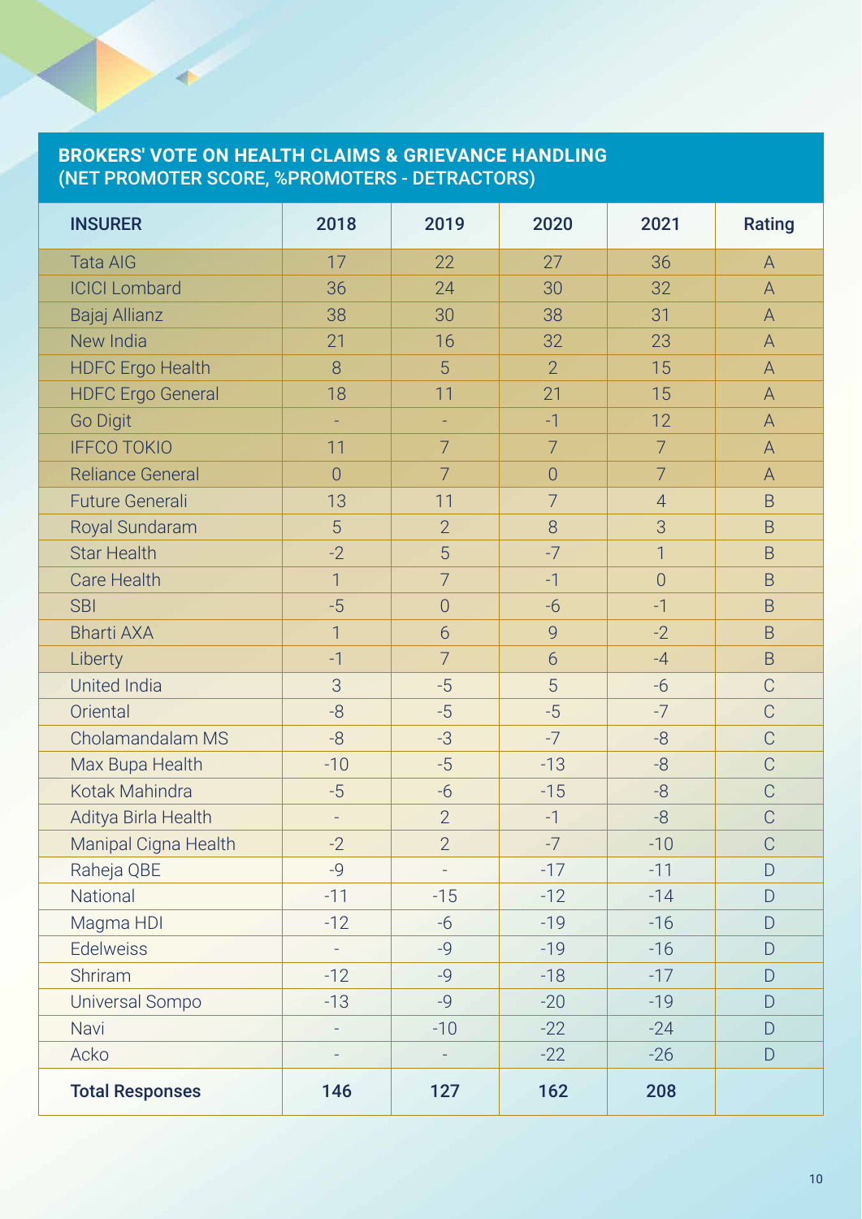## BROKERS' VOTE ON HEALTH CLAIMS & GRIEVANCE HANDLING (NET PROMOTER SCORE, %PROMOTERS - DETRACTORS)

| INSURER | 2018 | 2019 | 2020 | 2021 | Rating |
|---|---|---|---|---|---|
| Tata AIG | 17 | 22 | 27 | 36 | A |
| ICICI Lombard | 36 | 24 | 30 | 32 | A |
| Bajaj Allianz | 38 | 30 | 38 | 31 | A |
| New India | 21 | 16 | 32 | 23 | A |
| HDFC Ergo Health | 8 | 5 | 2 | 15 | A |
| HDFC Ergo General | 18 | 11 | 21 | 15 | A |
| Go Digit | - | - | -1 | 12 | A |
| IFFCO TOKIO | 11 | 7 | 7 | 7 | A |
| Reliance General | 0 | 7 | 0 | 7 | A |
| Future Generali | 13 | 11 | 7 | 4 | B |
| Royal Sundaram | 5 | 2 | 8 | 3 | B |
| Star Health | -2 | 5 | -7 | 1 | B |
| Care Health | 1 | 7 | -1 | 0 | B |
| SBI | -5 | 0 | -6 | -1 | B |
| Bharti AXA | 1 | 6 | 9 | -2 | B |
| Liberty | -1 | 7 | 6 | -4 | B |
| United India | 3 | -5 | 5 | -6 | C |
| Oriental | -8 | -5 | -5 | -7 | C |
| Cholamandalam MS | -8 | -3 | -7 | -8 | C |
| Max Bupa Health | -10 | -5 | -13 | -8 | C |
| Kotak Mahindra | -5 | -6 | -15 | -8 | C |
| Aditya Birla Health | - | 2 | -1 | -8 | C |
| Manipal Cigna Health | -2 | 2 | -7 | -10 | C |
| Raheja QBE | -9 | - | -17 | -11 | D |
| National | -11 | -15 | -12 | -14 | D |
| Magma HDI | -12 | -6 | -19 | -16 | D |
| Edelweiss | - | -9 | -19 | -16 | D |
| Shriram | -12 | -9 | -18 | -17 | D |
| Universal Sompo | -13 | -9 | -20 | -19 | D |
| Navi | - | -10 | -22 | -24 | D |
| Acko | - | - | -22 | -26 | D |
| **Total Responses** | **146** | **127** | **162** | **208** | |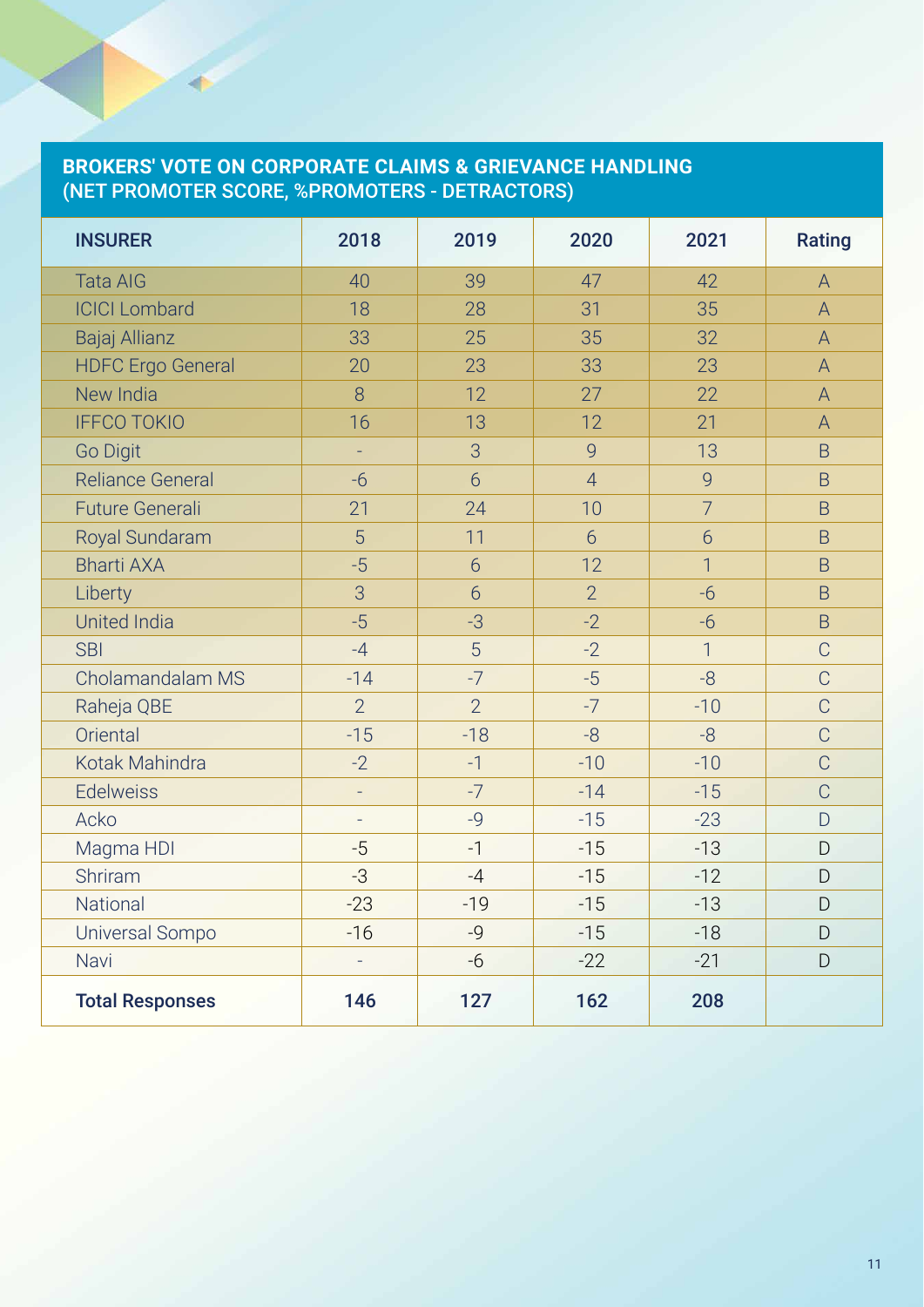## BROKERS' VOTE ON CORPORATE CLAIMS & GRIEVANCE HANDLING (NET PROMOTER SCORE, %PROMOTERS - DETRACTORS)

| INSURER | 2018 | 2019 | 2020 | 2021 | Rating |
|---|---|---|---|---|---|
| Tata AIG | 40 | 39 | 47 | 42 | A |
| ICICI Lombard | 18 | 28 | 31 | 35 | A |
| Bajaj Allianz | 33 | 25 | 35 | 32 | A |
| HDFC Ergo General | 20 | 23 | 33 | 23 | A |
| New India | 8 | 12 | 27 | 22 | A |
| IFFCO TOKIO | 16 | 13 | 12 | 21 | A |
| Go Digit | - | 3 | 9 | 13 | B |
| Reliance General | -6 | 6 | 4 | 9 | B |
| Future Generali | 21 | 24 | 10 | 7 | B |
| Royal Sundaram | 5 | 11 | 6 | 6 | B |
| Bharti AXA | -5 | 6 | 12 | 1 | B |
| Liberty | 3 | 6 | 2 | -6 | B |
| United India | -5 | -3 | -2 | -6 | B |
| SBI | -4 | 5 | -2 | 1 | C |
| Cholamandalam MS | -14 | -7 | -5 | -8 | C |
| Raheja QBE | 2 | 2 | -7 | -10 | C |
| Oriental | -15 | -18 | -8 | -8 | C |
| Kotak Mahindra | -2 | -1 | -10 | -10 | C |
| Edelweiss | - | -7 | -14 | -15 | C |
| Acko | - | -9 | -15 | -23 | D |
| Magma HDI | -5 | -1 | -15 | -13 | D |
| Shriram | -3 | -4 | -15 | -12 | D |
| National | -23 | -19 | -15 | -13 | D |
| Universal Sompo | -16 | -9 | -15 | -18 | D |
| Navi | - | -6 | -22 | -21 | D |
| **Total Responses** | **146** | **127** | **162** | **208** | |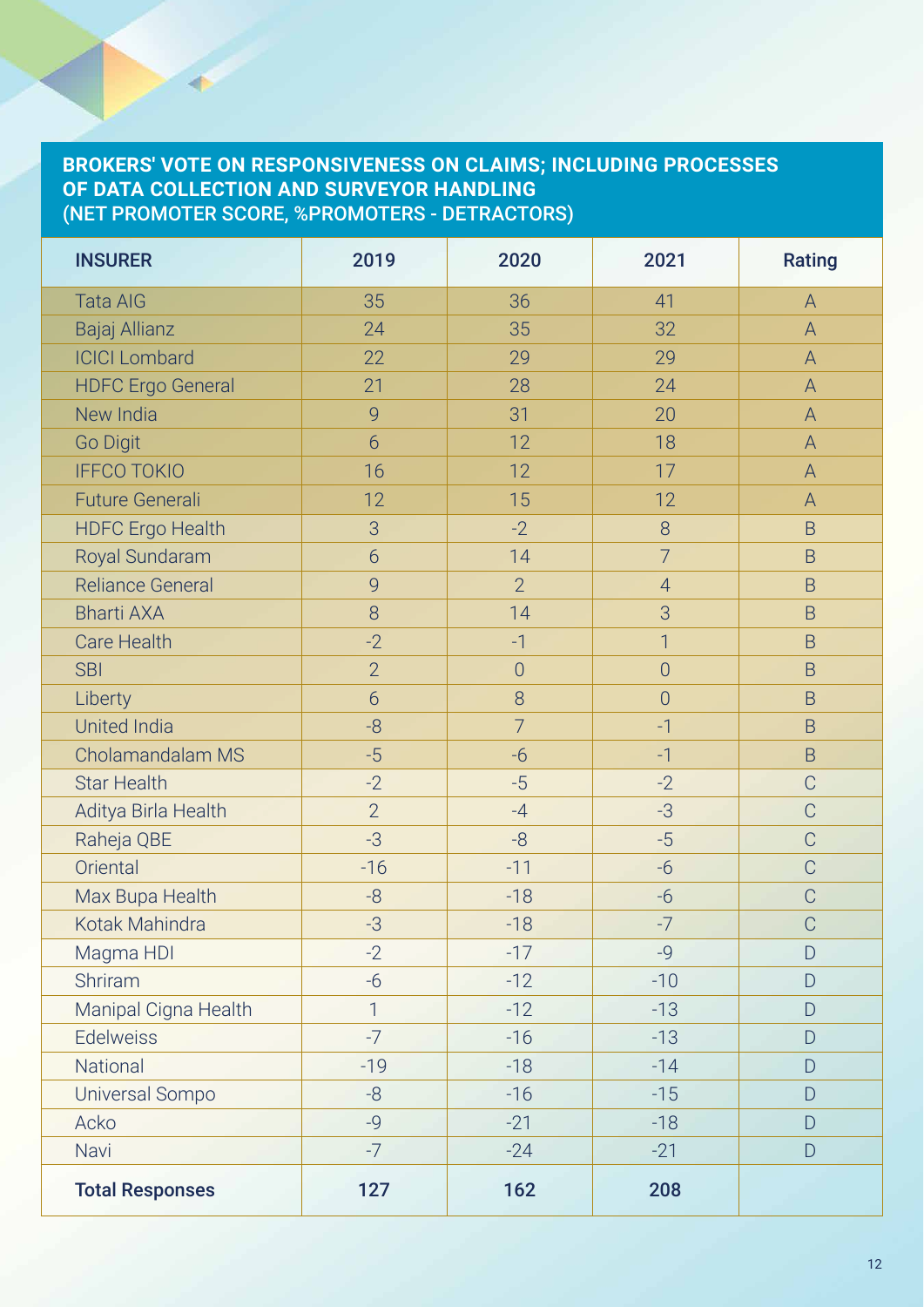## BROKERS' VOTE ON RESPONSIVENESS ON CLAIMS; INCLUDING PROCESSES OF DATA COLLECTION AND SURVEYOR HANDLING (NET PROMOTER SCORE, %PROMOTERS - DETRACTORS)

| INSURER | 2019 | 2020 | 2021 | Rating |
|---|---|---|---|---|
| Tata AIG | 35 | 36 | 41 | A |
| Bajaj Allianz | 24 | 35 | 32 | A |
| ICICI Lombard | 22 | 29 | 29 | A |
| HDFC Ergo General | 21 | 28 | 24 | A |
| New India | 9 | 31 | 20 | A |
| Go Digit | 6 | 12 | 18 | A |
| IFFCO TOKIO | 16 | 12 | 17 | A |
| Future Generali | 12 | 15 | 12 | A |
| HDFC Ergo Health | 3 | -2 | 8 | B |
| Royal Sundaram | 6 | 14 | 7 | B |
| Reliance General | 9 | 2 | 4 | B |
| Bharti AXA | 8 | 14 | 3 | B |
| Care Health | -2 | -1 | 1 | B |
| SBI | 2 | 0 | 0 | B |
| Liberty | 6 | 8 | 0 | B |
| United India | -8 | 7 | -1 | B |
| Cholamandalam MS | -5 | -6 | -1 | B |
| Star Health | -2 | -5 | -2 | C |
| Aditya Birla Health | 2 | -4 | -3 | C |
| Raheja QBE | -3 | -8 | -5 | C |
| Oriental | -16 | -11 | -6 | C |
| Max Bupa Health | -8 | -18 | -6 | C |
| Kotak Mahindra | -3 | -18 | -7 | C |
| Magma HDI | -2 | -17 | -9 | D |
| Shriram | -6 | -12 | -10 | D |
| Manipal Cigna Health | 1 | -12 | -13 | D |
| Edelweiss | -7 | -16 | -13 | D |
| National | -19 | -18 | -14 | D |
| Universal Sompo | -8 | -16 | -15 | D |
| Acko | -9 | -21 | -18 | D |
| Navi | -7 | -24 | -21 | D |
| **Total Responses** | **127** | **162** | **208** | |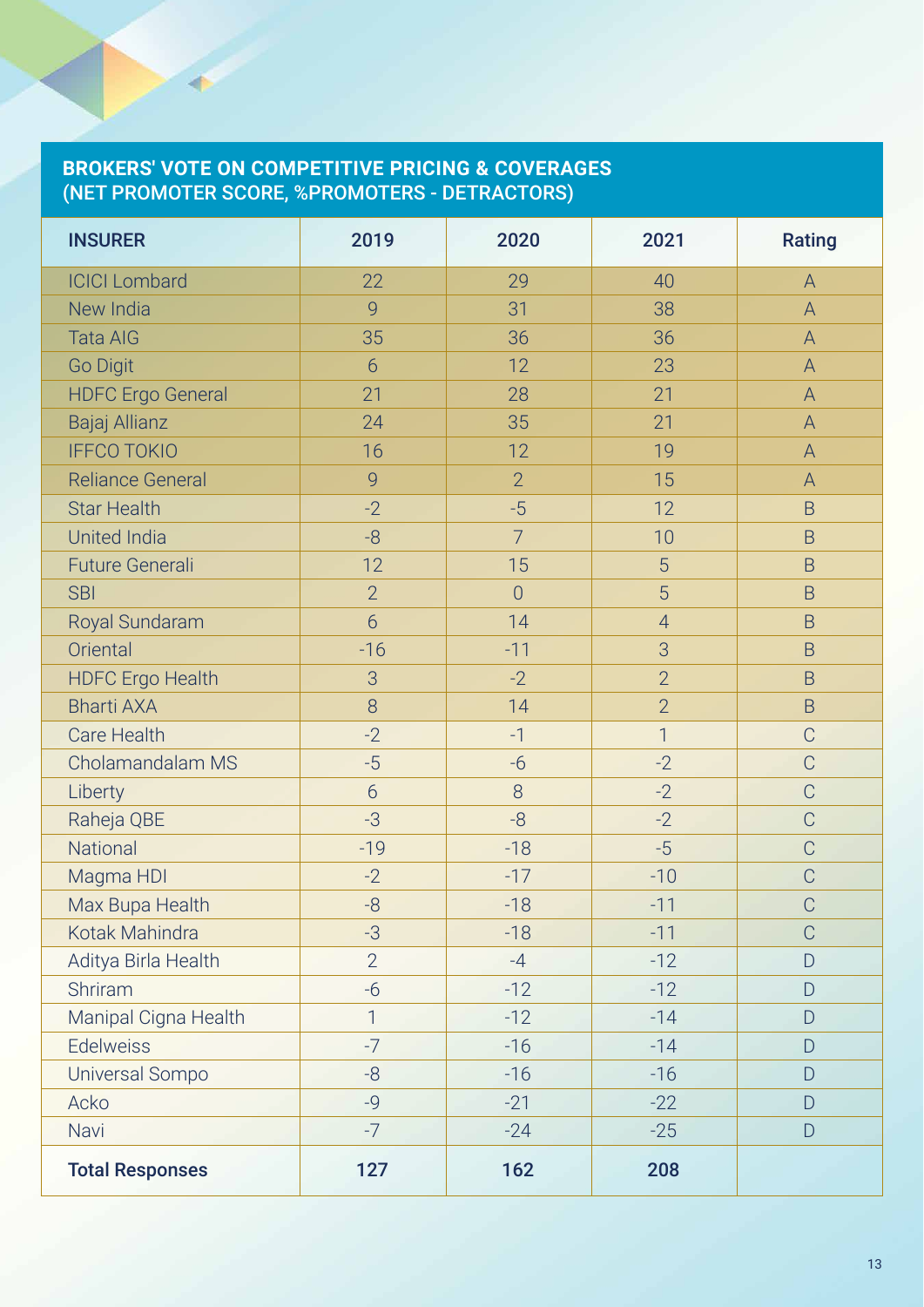## BROKERS' VOTE ON COMPETITIVE PRICING & COVERAGES (NET PROMOTER SCORE, %PROMOTERS - DETRACTORS)

| INSURER | 2019 | 2020 | 2021 | Rating |
|---|---|---|---|---|
| ICICI Lombard | 22 | 29 | 40 | A |
| New India | 9 | 31 | 38 | A |
| Tata AIG | 35 | 36 | 36 | A |
| Go Digit | 6 | 12 | 23 | A |
| HDFC Ergo General | 21 | 28 | 21 | A |
| Bajaj Allianz | 24 | 35 | 21 | A |
| IFFCO TOKIO | 16 | 12 | 19 | A |
| Reliance General | 9 | 2 | 15 | A |
| Star Health | -2 | -5 | 12 | B |
| United India | -8 | 7 | 10 | B |
| Future Generali | 12 | 15 | 5 | B |
| SBI | 2 | 0 | 5 | B |
| Royal Sundaram | 6 | 14 | 4 | B |
| Oriental | -16 | -11 | 3 | B |
| HDFC Ergo Health | 3 | -2 | 2 | B |
| Bharti AXA | 8 | 14 | 2 | B |
| Care Health | -2 | -1 | 1 | C |
| Cholamandalam MS | -5 | -6 | -2 | C |
| Liberty | 6 | 8 | -2 | C |
| Raheja QBE | -3 | -8 | -2 | C |
| National | -19 | -18 | -5 | C |
| Magma HDI | -2 | -17 | -10 | C |
| Max Bupa Health | -8 | -18 | -11 | C |
| Kotak Mahindra | -3 | -18 | -11 | C |
| Aditya Birla Health | 2 | -4 | -12 | D |
| Shriram | -6 | -12 | -12 | D |
| Manipal Cigna Health | 1 | -12 | -14 | D |
| Edelweiss | -7 | -16 | -14 | D |
| Universal Sompo | -8 | -16 | -16 | D |
| Acko | -9 | -21 | -22 | D |
| Navi | -7 | -24 | -25 | D |
| **Total Responses** | **127** | **162** | **208** | |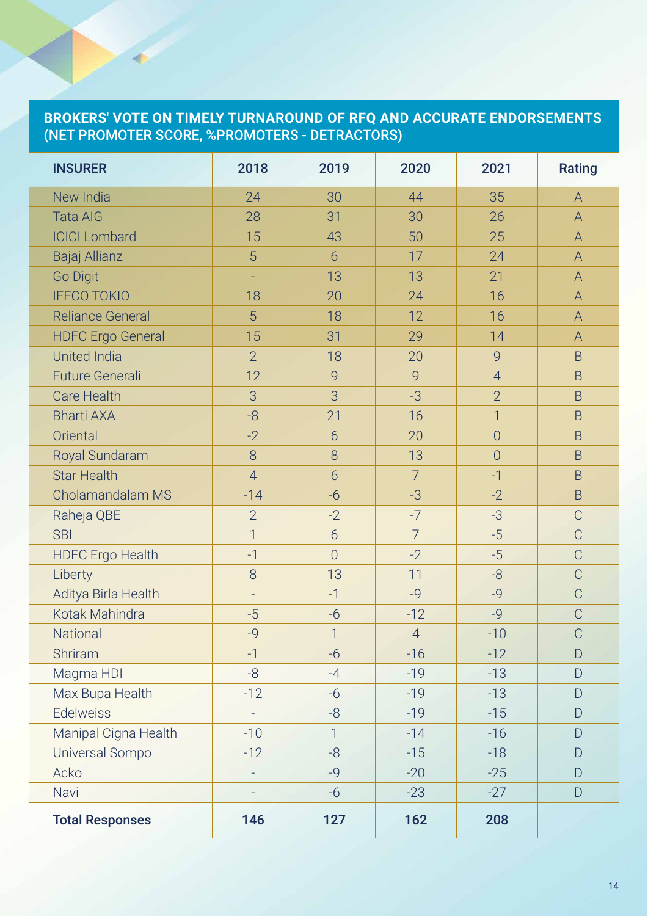## BROKERS' VOTE ON TIMELY TURNAROUND OF RFQ AND ACCURATE ENDORSEMENTS (NET PROMOTER SCORE, %PROMOTERS - DETRACTORS)

| INSURER | 2018 | 2019 | 2020 | 2021 | Rating |
|---|---|---|---|---|---|
| New India | 24 | 30 | 44 | 35 | A |
| Tata AIG | 28 | 31 | 30 | 26 | A |
| ICICI Lombard | 15 | 43 | 50 | 25 | A |
| Bajaj Allianz | 5 | 6 | 17 | 24 | A |
| Go Digit | - | 13 | 13 | 21 | A |
| IFFCO TOKIO | 18 | 20 | 24 | 16 | A |
| Reliance General | 5 | 18 | 12 | 16 | A |
| HDFC Ergo General | 15 | 31 | 29 | 14 | A |
| United India | 2 | 18 | 20 | 9 | B |
| Future Generali | 12 | 9 | 9 | 4 | B |
| Care Health | 3 | 3 | -3 | 2 | B |
| Bharti AXA | -8 | 21 | 16 | 1 | B |
| Oriental | -2 | 6 | 20 | 0 | B |
| Royal Sundaram | 8 | 8 | 13 | 0 | B |
| Star Health | 4 | 6 | 7 | -1 | B |
| Cholamandalam MS | -14 | -6 | -3 | -2 | B |
| Raheja QBE | 2 | -2 | -7 | -3 | C |
| SBI | 1 | 6 | 7 | -5 | C |
| HDFC Ergo Health | -1 | 0 | -2 | -5 | C |
| Liberty | 8 | 13 | 11 | -8 | C |
| Aditya Birla Health | - | -1 | -9 | -9 | C |
| Kotak Mahindra | -5 | -6 | -12 | -9 | C |
| National | -9 | 1 | 4 | -10 | C |
| Shriram | -1 | -6 | -16 | -12 | D |
| Magma HDI | -8 | -4 | -19 | -13 | D |
| Max Bupa Health | -12 | -6 | -19 | -13 | D |
| Edelweiss | - | -8 | -19 | -15 | D |
| Manipal Cigna Health | -10 | 1 | -14 | -16 | D |
| Universal Sompo | -12 | -8 | -15 | -18 | D |
| Acko | - | -9 | -20 | -25 | D |
| Navi | - | -6 | -23 | -27 | D |
| **Total Responses** | **146** | **127** | **162** | **208** | |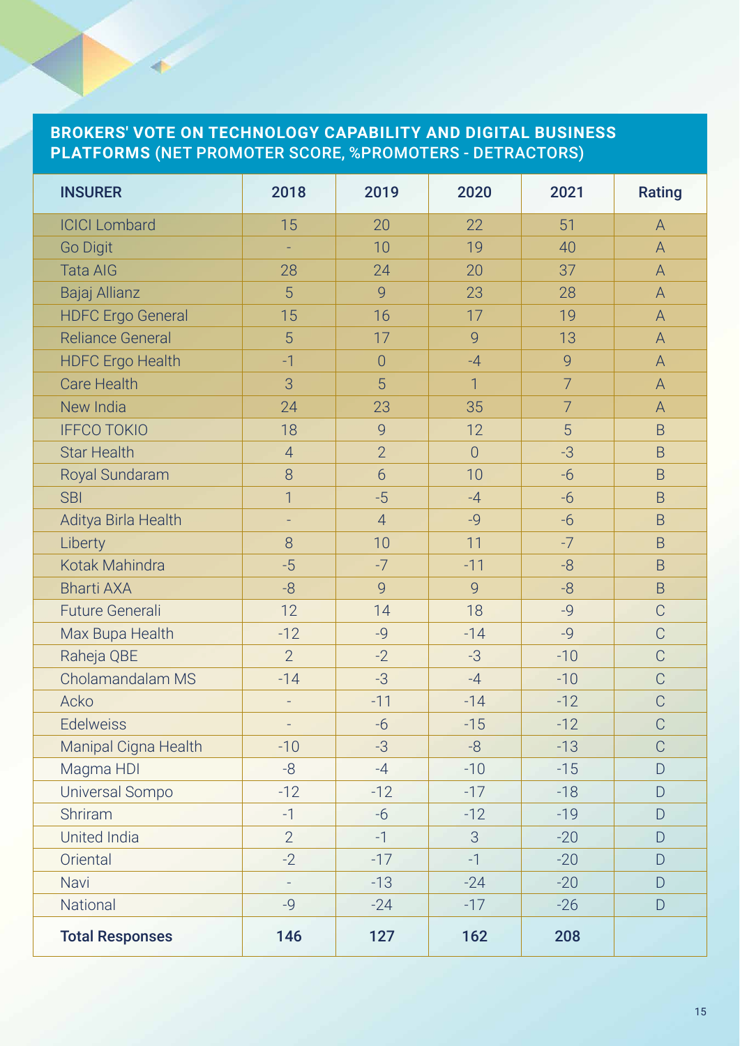## BROKERS' VOTE ON TECHNOLOGY CAPABILITY AND DIGITAL BUSINESS PLATFORMS (NET PROMOTER SCORE, %PROMOTERS - DETRACTORS)

| INSURER | 2018 | 2019 | 2020 | 2021 | Rating |
|---|---|---|---|---|---|
| ICICI Lombard | 15 | 20 | 22 | 51 | A |
| Go Digit | - | 10 | 19 | 40 | A |
| Tata AIG | 28 | 24 | 20 | 37 | A |
| Bajaj Allianz | 5 | 9 | 23 | 28 | A |
| HDFC Ergo General | 15 | 16 | 17 | 19 | A |
| Reliance General | 5 | 17 | 9 | 13 | A |
| HDFC Ergo Health | -1 | 0 | -4 | 9 | A |
| Care Health | 3 | 5 | 1 | 7 | A |
| New India | 24 | 23 | 35 | 7 | A |
| IFFCO TOKIO | 18 | 9 | 12 | 5 | B |
| Star Health | 4 | 2 | 0 | -3 | B |
| Royal Sundaram | 8 | 6 | 10 | -6 | B |
| SBI | 1 | -5 | -4 | -6 | B |
| Aditya Birla Health | - | 4 | -9 | -6 | B |
| Liberty | 8 | 10 | 11 | -7 | B |
| Kotak Mahindra | -5 | -7 | -11 | -8 | B |
| Bharti AXA | -8 | 9 | 9 | -8 | B |
| Future Generali | 12 | 14 | 18 | -9 | C |
| Max Bupa Health | -12 | -9 | -14 | -9 | C |
| Raheja QBE | 2 | -2 | -3 | -10 | C |
| Cholamandalam MS | -14 | -3 | -4 | -10 | C |
| Acko | - | -11 | -14 | -12 | C |
| Edelweiss | - | -6 | -15 | -12 | C |
| Manipal Cigna Health | -10 | -3 | -8 | -13 | C |
| Magma HDI | -8 | -4 | -10 | -15 | D |
| Universal Sompo | -12 | -12 | -17 | -18 | D |
| Shriram | -1 | -6 | -12 | -19 | D |
| United India | 2 | -1 | 3 | -20 | D |
| Oriental | -2 | -17 | -1 | -20 | D |
| Navi | - | -13 | -24 | -20 | D |
| National | -9 | -24 | -17 | -26 | D |
| **Total Responses** | **146** | **127** | **162** | **208** | |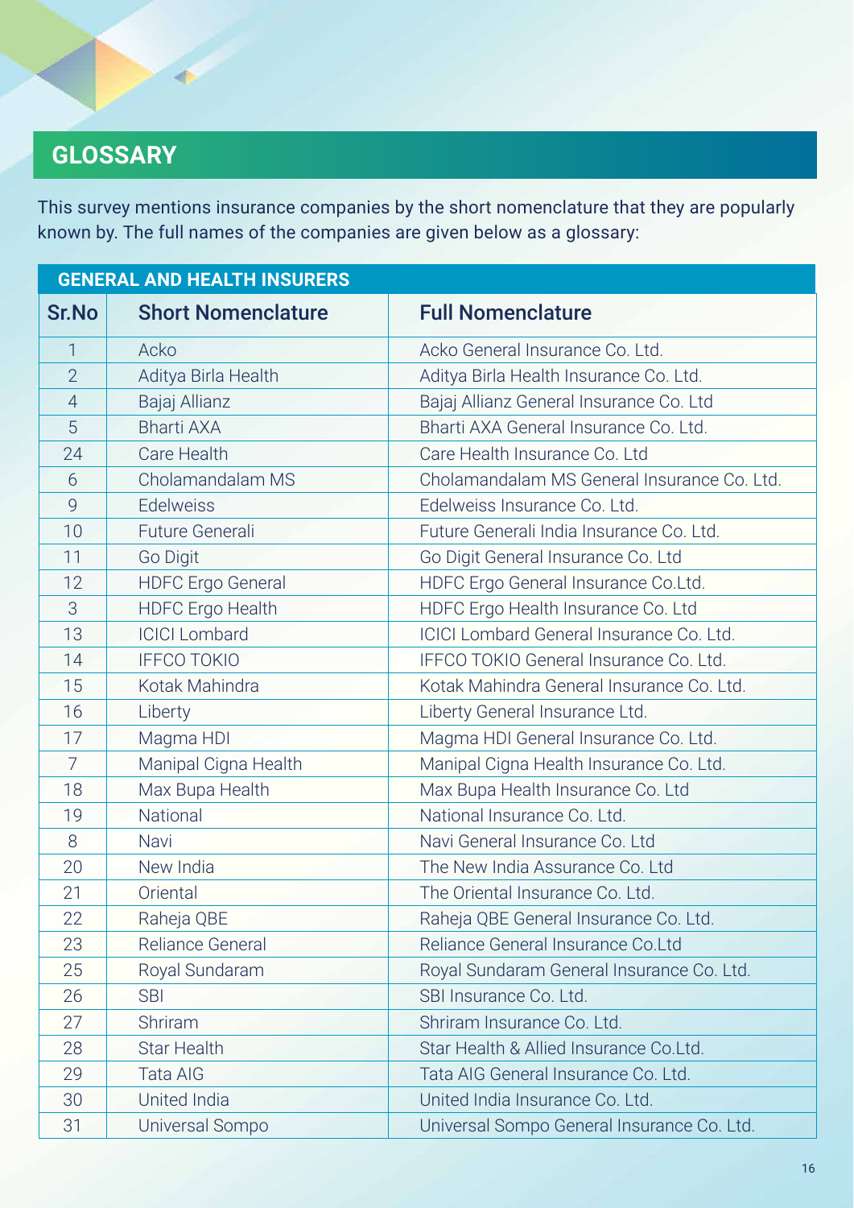## GLOSSARY

This survey mentions insurance companies by the short nomenclature that they are popularly known by. The full names of the companies are given below as a glossary:

| GENERAL AND HEALTH INSURERS | | |
|---|---|---|
| **Sr.No** | **Short Nomenclature** | **Full Nomenclature** |
| 1 | Acko | Acko General Insurance Co. Ltd. |
| 2 | Aditya Birla Health | Aditya Birla Health Insurance Co. Ltd. |
| 4 | Bajaj Allianz | Bajaj Allianz General Insurance Co. Ltd |
| 5 | Bharti AXA | Bharti AXA General Insurance Co. Ltd. |
| 24 | Care Health | Care Health Insurance Co. Ltd |
| 6 | Cholamandalam MS | Cholamandalam MS General Insurance Co. Ltd. |
| 9 | Edelweiss | Edelweiss Insurance Co. Ltd. |
| 10 | Future Generali | Future Generali India Insurance Co. Ltd. |
| 11 | Go Digit | Go Digit General Insurance Co. Ltd |
| 12 | HDFC Ergo General | HDFC Ergo General Insurance Co.Ltd. |
| 3 | HDFC Ergo Health | HDFC Ergo Health Insurance Co. Ltd |
| 13 | ICICI Lombard | ICICI Lombard General Insurance Co. Ltd. |
| 14 | IFFCO TOKIO | IFFCO TOKIO General Insurance Co. Ltd. |
| 15 | Kotak Mahindra | Kotak Mahindra General Insurance Co. Ltd. |
| 16 | Liberty | Liberty General Insurance Ltd. |
| 17 | Magma HDI | Magma HDI General Insurance Co. Ltd. |
| 7 | Manipal Cigna Health | Manipal Cigna Health Insurance Co. Ltd. |
| 18 | Max Bupa Health | Max Bupa Health Insurance Co. Ltd |
| 19 | National | National Insurance Co. Ltd. |
| 8 | Navi | Navi General Insurance Co. Ltd |
| 20 | New India | The New India Assurance Co. Ltd |
| 21 | Oriental | The Oriental Insurance Co. Ltd. |
| 22 | Raheja QBE | Raheja QBE General Insurance Co. Ltd. |
| 23 | Reliance General | Reliance General Insurance Co.Ltd |
| 25 | Royal Sundaram | Royal Sundaram General Insurance Co. Ltd. |
| 26 | SBI | SBI Insurance Co. Ltd. |
| 27 | Shriram | Shriram Insurance Co. Ltd. |
| 28 | Star Health | Star Health & Allied Insurance Co.Ltd. |
| 29 | Tata AIG | Tata AIG General Insurance Co. Ltd. |
| 30 | United India | United India Insurance Co. Ltd. |
| 31 | Universal Sompo | Universal Sompo General Insurance Co. Ltd. |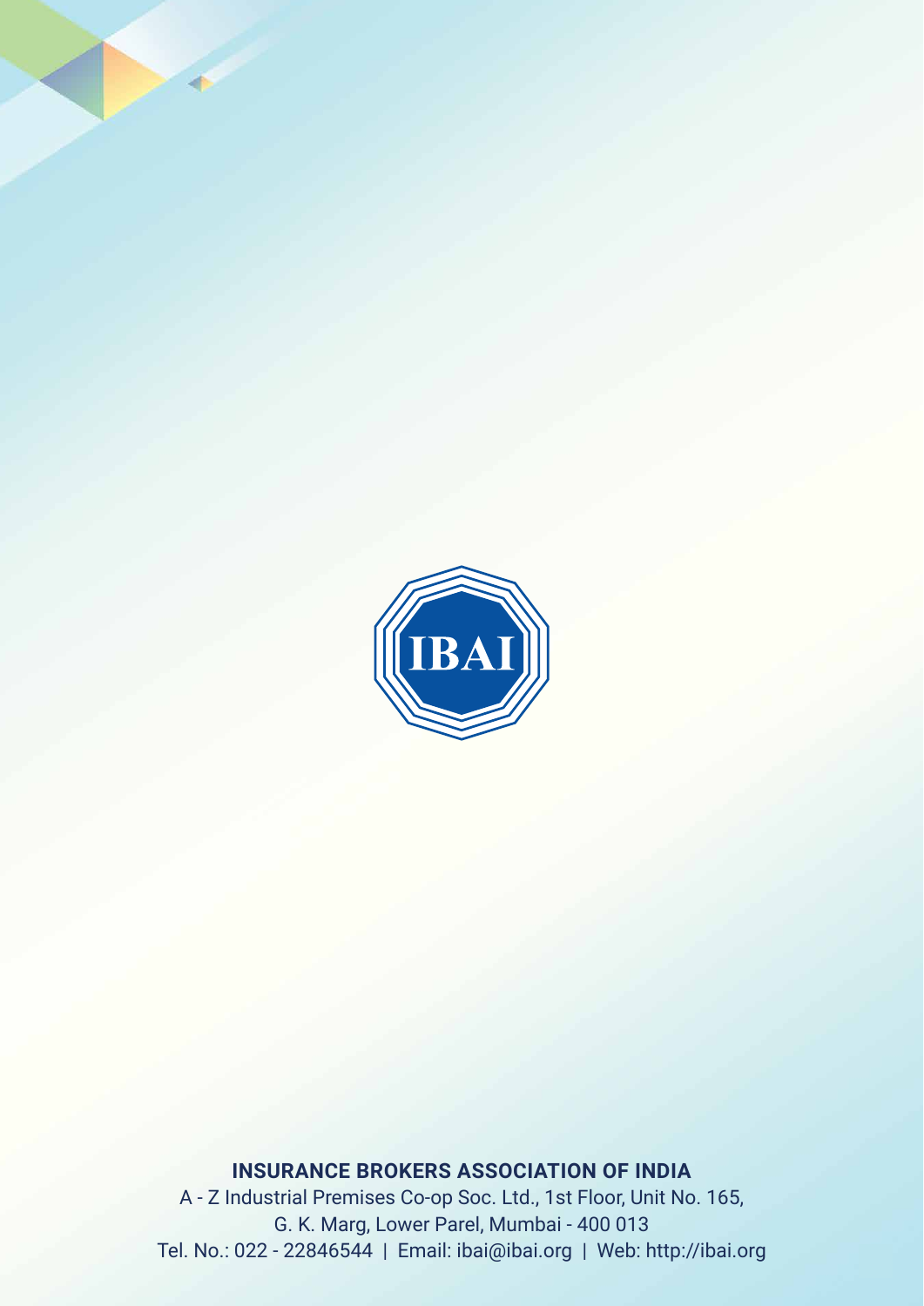IBAI

**INSURANCE BROKERS ASSOCIATION OF INDIA**

A - Z Industrial Premises Co-op Soc. Ltd., 1st Floor, Unit No. 165,
G. K. Marg, Lower Parel, Mumbai - 400 013
Tel. No.: 022 - 22846544 | Email: ibai@ibai.org | Web: http://ibai.org